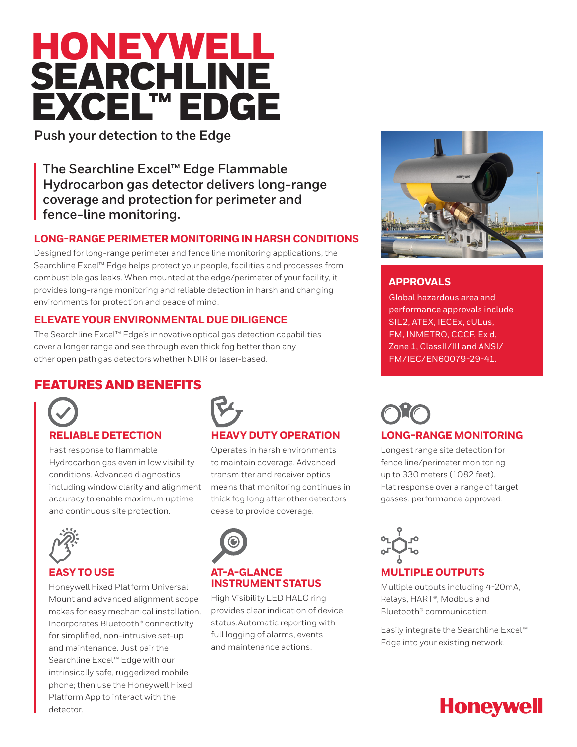# HONEYWELL SEARCHLINE EXCEL™ EDGE

**Push your detection to the Edge**

**The Searchline Excel™ Edge Flammable Hydrocarbon gas detector delivers long-range coverage and protection for perimeter and fence-line monitoring.**

## LONG-RANGE PERIMETER MONITORING IN HARSH CONDITIONS

Designed for long-range perimeter and fence line monitoring applications, the Searchline Excel™ Edge helps protect your people, facilities and processes from combustible gas leaks. When mounted at the edge/perimeter of your facility, it provides long-range monitoring and reliable detection in harsh and changing environments for protection and peace of mind.

## ELEVATE YOUR ENVIRONMENTAL DUE DILIGENCE

The Searchline Excel™ Edge's innovative optical gas detection capabilities cover a longer range and see through even thick fog better than any other open path gas detectors whether NDIR or laser-based.

## APPROVALS

Global hazardous area and performance approvals include SIL2, ATEX, IECEx, cULus, FM, INMETRO, CCCF, Ex d, Zone 1, ClassII/III and ANSI/FM/IEC/EN60079-29-41.

## FEATURES AND BENEFITS

### RELIABLE DETECTION

Fast response to flammable Hydrocarbon gas even in low visibility conditions. Advanced diagnostics including window clarity and alignment accuracy to enable maximum uptime and continuous site protection.

### HEAVY DUTY OPERATION

Operates in harsh environments to maintain coverage. Advanced transmitter and receiver optics means that monitoring continues in thick fog long after other detectors cease to provide coverage.

### LONG-RANGE MONITORING

Longest range site detection for fence line/perimeter monitoring up to 330 meters (1082 feet). Flat response over a range of target gasses; performance approved.

### EASY TO USE

Honeywell Fixed Platform Universal Mount and advanced alignment scope makes for easy mechanical installation. Incorporates Bluetooth® connectivity for simplified, non-intrusive set-up and maintenance. Just pair the Searchline Excel™ Edge with our intrinsically safe, ruggedized mobile phone; then use the Honeywell Fixed Platform App to interact with the detector.

### AT-A-GLANCE INSTRUMENT STATUS

High Visibility LED HALO ring provides clear indication of device status.Automatic reporting with full logging of alarms, events and maintenance actions.

### MULTIPLE OUTPUTS

Multiple outputs including 4-20mA, Relays, HART®, Modbus and Bluetooth® communication.

Easily integrate the Searchline Excel™ Edge into your existing network.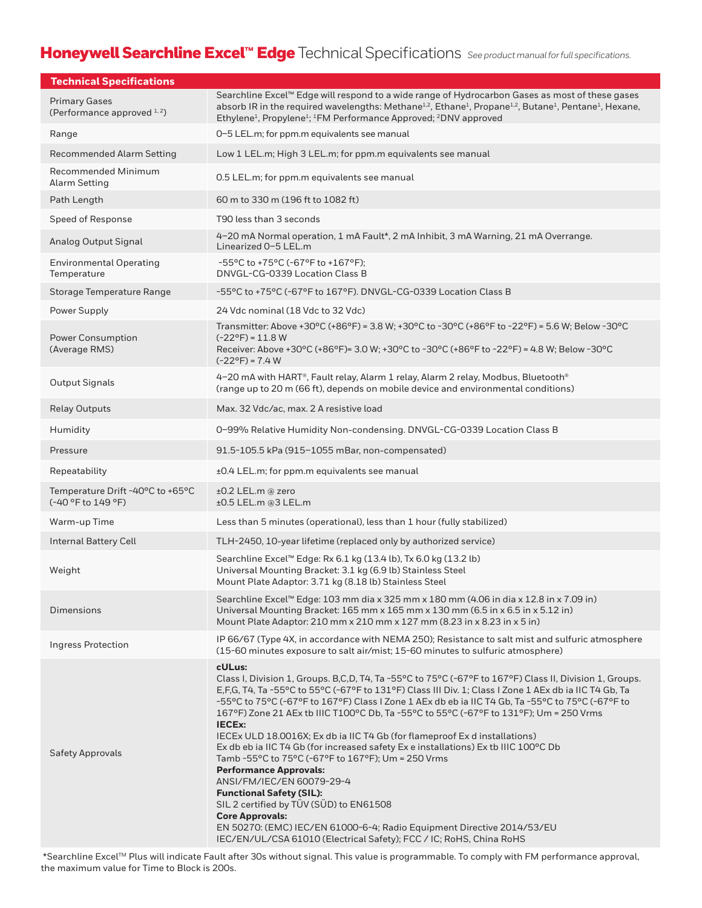# Honeywell Searchline Excel™ Edge Technical Specifications

*See product manual for full specifications.*

| Technical Specifications | |
|---|---|
| Primary Gases (Performance approved [1,2]) | Searchline Excel™ Edge will respond to a wide range of Hydrocarbon Gases as most of these gases absorb IR in the required wavelengths: Methane[1,2], Ethane[1], Propane[1,2], Butane[1], Pentane[1], Hexane, Ethylene[1], Propylene[1]; [1]FM Performance Approved; [2]DNV approved |
| Range | 0–5 LEL.m; for ppm.m equivalents see manual |
| Recommended Alarm Setting | Low 1 LEL.m; High 3 LEL.m; for ppm.m equivalents see manual |
| Recommended Minimum Alarm Setting | 0.5 LEL.m; for ppm.m equivalents see manual |
| Path Length | 60 m to 330 m (196 ft to 1082 ft) |
| Speed of Response | T90 less than 3 seconds |
| Analog Output Signal | 4–20 mA Normal operation, 1 mA Fault*, 2 mA Inhibit, 3 mA Warning, 21 mA Overrange. Linearized 0–5 LEL.m |
| Environmental Operating Temperature | -55°C to +75°C (-67°F to +167°F); DNVGL-CG-0339 Location Class B |
| Storage Temperature Range | -55°C to +75°C (-67°F to 167°F). DNVGL-CG-0339 Location Class B |
| Power Supply | 24 Vdc nominal (18 Vdc to 32 Vdc) |
| Power Consumption (Average RMS) | Transmitter: Above +30°C (+86°F) = 3.8 W; +30°C to -30°C (+86°F to -22°F) = 5.6 W; Below -30°C (-22°F) = 11.8 W<br>Receiver: Above +30°C (+86°F)= 3.0 W; +30°C to -30°C (+86°F to -22°F) = 4.8 W; Below -30°C (-22°F) = 7.4 W |
| Output Signals | 4–20 mA with HART®, Fault relay, Alarm 1 relay, Alarm 2 relay, Modbus, Bluetooth® (range up to 20 m (66 ft), depends on mobile device and environmental conditions) |
| Relay Outputs | Max. 32 Vdc/ac, max. 2 A resistive load |
| Humidity | 0–99% Relative Humidity Non-condensing. DNVGL-CG-0339 Location Class B |
| Pressure | 91.5-105.5 kPa (915–1055 mBar, non-compensated) |
| Repeatability | ±0.4 LEL.m; for ppm.m equivalents see manual |
| Temperature Drift -40°C to +65°C (-40 °F to 149 °F) | ±0.2 LEL.m @ zero<br>±0.5 LEL.m @3 LEL.m |
| Warm-up Time | Less than 5 minutes (operational), less than 1 hour (fully stabilized) |
| Internal Battery Cell | TLH-2450, 10-year lifetime (replaced only by authorized service) |
| Weight | Searchline Excel™ Edge: Rx 6.1 kg (13.4 lb), Tx 6.0 kg (13.2 lb)<br>Universal Mounting Bracket: 3.1 kg (6.9 lb) Stainless Steel<br>Mount Plate Adaptor: 3.71 kg (8.18 lb) Stainless Steel |
| Dimensions | Searchline Excel™ Edge: 103 mm dia x 325 mm x 180 mm (4.06 in dia x 12.8 in x 7.09 in)<br>Universal Mounting Bracket: 165 mm x 165 mm x 130 mm (6.5 in x 6.5 in x 5.12 in)<br>Mount Plate Adaptor: 210 mm x 210 mm x 127 mm (8.23 in x 8.23 in x 5 in) |
| Ingress Protection | IP 66/67 (Type 4X, in accordance with NEMA 250); Resistance to salt mist and sulfuric atmosphere (15-60 minutes exposure to salt air/mist; 15-60 minutes to sulfuric atmosphere) |
| Safety Approvals | **cULus:**<br>Class I, Division 1, Groups. B,C,D, T4, Ta -55°C to 75°C (-67°F to 167°F) Class II, Division 1, Groups. E,F,G, T4, Ta -55°C to 55°C (-67°F to 131°F) Class III Div. 1; Class I Zone 1 AEx db ia IIC T4 Gb, Ta -55°C to 75°C (-67°F to 167°F) Class I Zone 1 AEx db eb ia IIC T4 Gb, Ta -55°C to 75°C (-67°F to 167°F) Zone 21 AEx tb IIIC T100°C Db, Ta -55°C to 55°C (-67°F to 131°F); Um = 250 Vrms<br>**IECEx:**<br>IECEx ULD 18.0016X; Ex db ia IIC T4 Gb (for flameproof Ex d installations)<br>Ex db eb ia IIC T4 Gb (for increased safety Ex e installations) Ex tb IIIC 100°C Db<br>Tamb -55°C to 75°C (-67°F to 167°F); Um = 250 Vrms<br>**Performance Approvals:**<br>ANSI/FM/IEC/EN 60079-29-4<br>**Functional Safety (SIL):**<br>SIL 2 certified by TÜV (SÜD) to EN61508<br>**Core Approvals:**<br>EN 50270: (EMC) IEC/EN 61000-6-4; Radio Equipment Directive 2014/53/EU<br>IEC/EN/UL/CSA 61010 (Electrical Safety); FCC / IC; RoHS, China RoHS |

*Searchline Excel™ Plus will indicate Fault after 30s without signal. This value is programmable. To comply with FM performance approval, the maximum value for Time to Block is 200s.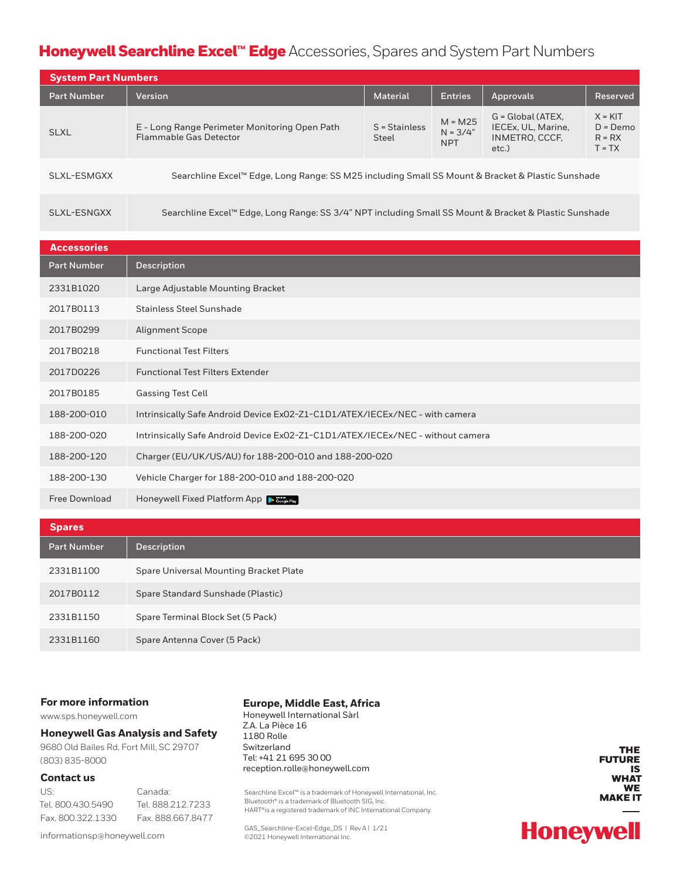# Honeywell Searchline Excel™ Edge Accessories, Spares and System Part Numbers

## System Part Numbers

| Part Number | Version | Material | Entries | Approvals | Reserved |
|---|---|---|---|---|---|
| SLXL | E - Long Range Perimeter Monitoring Open Path Flammable Gas Detector | S = Stainless Steel | M = M25<br>N = 3/4" NPT | G = Global (ATEX, IECEx, UL, Marine, INMETRO, CCCF, etc.) | X = KIT<br>D = Demo<br>R = RX<br>T = TX |
| SLXL-ESMGXX | Searchline Excel™ Edge, Long Range: SS M25 including Small SS Mount & Bracket & Plastic Sunshade | | | | |
| SLXL-ESNGXX | Searchline Excel™ Edge, Long Range: SS 3/4" NPT including Small SS Mount & Bracket & Plastic Sunshade | | | | |

## Accessories

| Part Number | Description |
|---|---|
| 2331B1020 | Large Adjustable Mounting Bracket |
| 2017B0113 | Stainless Steel Sunshade |
| 2017B0299 | Alignment Scope |
| 2017B0218 | Functional Test Filters |
| 2017D0226 | Functional Test Filters Extender |
| 2017B0185 | Gassing Test Cell |
| 188-200-010 | Intrinsically Safe Android Device Ex02-Z1-C1D1/ATEX/IECEx/NEC - with camera |
| 188-200-020 | Intrinsically Safe Android Device Ex02-Z1-C1D1/ATEX/IECEx/NEC - without camera |
| 188-200-120 | Charger (EU/UK/US/AU) for 188-200-010 and 188-200-020 |
| 188-200-130 | Vehicle Charger for 188-200-010 and 188-200-020 |
| Free Download | Honeywell Fixed Platform App (Get it on Google Play) |

## Spares

| Part Number | Description |
|---|---|
| 2331B1100 | Spare Universal Mounting Bracket Plate |
| 2017B0112 | Spare Standard Sunshade (Plastic) |
| 2331B1150 | Spare Terminal Block Set (5 Pack) |
| 2331B1160 | Spare Antenna Cover (5 Pack) |

**For more information**
www.sps.honeywell.com

**Honeywell Gas Analysis and Safety**
9680 Old Bailes Rd, Fort Mill, SC 29707
(803) 835-8000

**Contact us**

US:
Tel. 800.430.5490
Fax. 800.322.1330

Canada:
Tel. 888.212.7233
Fax. 888.667.8477

informationsp@honeywell.com

**Europe, Middle East, Africa**
Honeywell International Sàrl
Z.A. La Pièce 16
1180 Rolle
Switzerland
Tel: +41 21 695 30 00
reception.rolle@honeywell.com

Searchline Excel™ is a trademark of Honeywell International, Inc.
Bluetooth® is a trademark of Bluetooth SIG, Inc.
HART®is a registered trademark of INC International Company.

GAS_Searchline-Excel-Edge_DS | Rev A | 1/21
©2021 Honeywell International Inc.

THE FUTURE IS WHAT WE MAKE IT

Honeywell